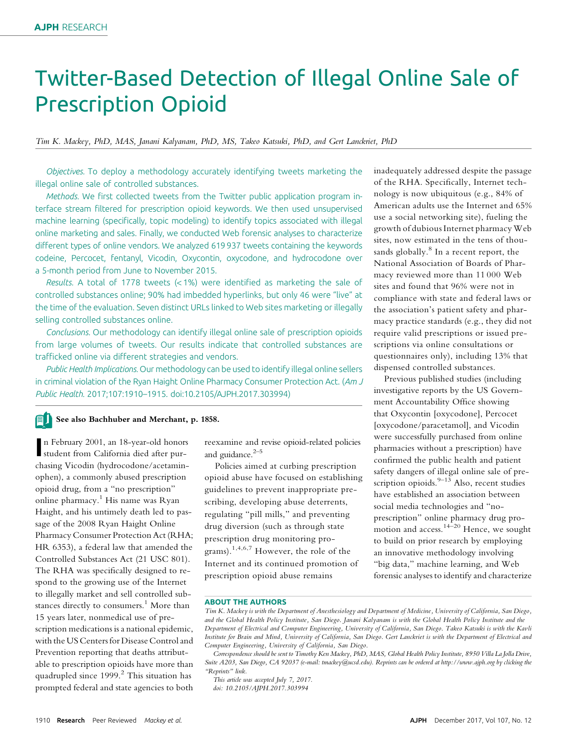# Twitter-Based Detection of Illegal Online Sale of Prescription Opioid

*Tim K. Mackey, PhD, MAS, Janani Kalyanam, PhD, MS, Takeo Katsuki, PhD, and Gert Lanckriet, PhD*

*Objectives.* To deploy a methodology accurately identifying tweets marketing the illegal online sale of controlled substances.

*Methods.* We first collected tweets from the Twitter public application program interface stream filtered for prescription opioid keywords. We then used unsupervised machine learning (specifically, topic modeling) to identify topics associated with illegal online marketing and sales. Finally, we conducted Web forensic analyses to characterize different types of online vendors. We analyzed 619 937 tweets containing the keywords codeine, Percocet, fentanyl, Vicodin, Oxycontin, oxycodone, and hydrocodone over a 5-month period from June to November 2015.

*Results.* A total of 1778 tweets (< 1%) were identified as marketing the sale of controlled substances online; 90% had imbedded hyperlinks, but only 46 were "live" at the time of the evaluation. Seven distinct URLs linked to Web sites marketing or illegally selling controlled substances online.

*Conclusions.* Our methodology can identify illegal online sale of prescription opioids from large volumes of tweets. Our results indicate that controlled substances are trafficked online via different strategies and vendors.

*Public Health Implications.* Our methodology can be used to identify illegal online sellers in criminal violation of the Ryan Haight Online Pharmacy Consumer Protection Act. (*Am J Public Health.* 2017;107:1910–1915. doi:10.2105/AJPH.2017.303994)

**See also Bachhuber and Merchant, p. 1858.**

In February 2001, an 18-year-old honors student from California died after purchasing Vicodin (hydrocodone/acetaminophen), a commonly abused prescription opioid drug, from a "no prescription" online pharmacy.[1] His name was Ryan Haight, and his untimely death led to passage of the 2008 Ryan Haight Online Pharmacy Consumer Protection Act (RHA; HR 6353), a federal law that amended the Controlled Substances Act (21 USC 801). The RHA was specifically designed to respond to the growing use of the Internet to illegally market and sell controlled substances directly to consumers.[1] More than 15 years later, nonmedical use of prescription medications is a national epidemic, with the US Centers for Disease Control and Prevention reporting that deaths attributable to prescription opioids have more than quadrupled since 1999.[2] This situation has prompted federal and state agencies to both reexamine and revise opioid-related policies and guidance.[2–5]

Policies aimed at curbing prescription opioid abuse have focused on establishing guidelines to prevent inappropriate prescribing, developing abuse deterrents, regulating "pill mills," and preventing drug diversion (such as through state prescription drug monitoring programs).[1,4,6,7] However, the role of the Internet and its continued promotion of prescription opioid abuse remains inadequately addressed despite the passage of the RHA. Specifically, Internet technology is now ubiquitous (e.g., 84% of American adults use the Internet and 65% use a social networking site), fueling the growth of dubious Internet pharmacy Web sites, now estimated in the tens of thousands globally.[8] In a recent report, the National Association of Boards of Pharmacy reviewed more than 11 000 Web sites and found that 96% were not in compliance with state and federal laws or the association's patient safety and pharmacy practice standards (e.g., they did not require valid prescriptions or issued prescriptions via online consultations or questionnaires only), including 13% that dispensed controlled substances.

Previous published studies (including investigative reports by the US Government Accountability Office showing that Oxycontin [oxycodone], Percocet [oxycodone/paracetamol], and Vicodin were successfully purchased from online pharmacies without a prescription) have confirmed the public health and patient safety dangers of illegal online sale of prescription opioids.[9–13] Also, recent studies have established an association between social media technologies and "no-prescription" online pharmacy drug promotion and access.[14–20] Hence, we sought to build on prior research by employing an innovative methodology involving "big data," machine learning, and Web forensic analyses to identify and characterize

**ABOUT THE AUTHORS**

*Tim K. Mackey is with the Department of Anesthesiology and Department of Medicine, University of California, San Diego, and the Global Health Policy Institute, San Diego. Janani Kalyanam is with the Global Health Policy Institute and the Department of Electrical and Computer Engineering, University of California, San Diego. Takeo Katsuki is with the Kavli Institute for Brain and Mind, University of California, San Diego. Gert Lanckriet is with the Department of Electrical and Computer Engineering, University of California, San Diego.*

*Correspondence should be sent to Timothy Ken Mackey, PhD, MAS, Global Health Policy Institute, 8950 Villa La Jolla Drive, Suite A203, San Diego, CA 92037 (e-mail: tmackey@ucsd.edu). Reprints can be ordered at http://www.ajph.org by clicking the "Reprints" link.*

*This article was accepted July 7, 2017.*

*doi: 10.2105/AJPH.2017.303994*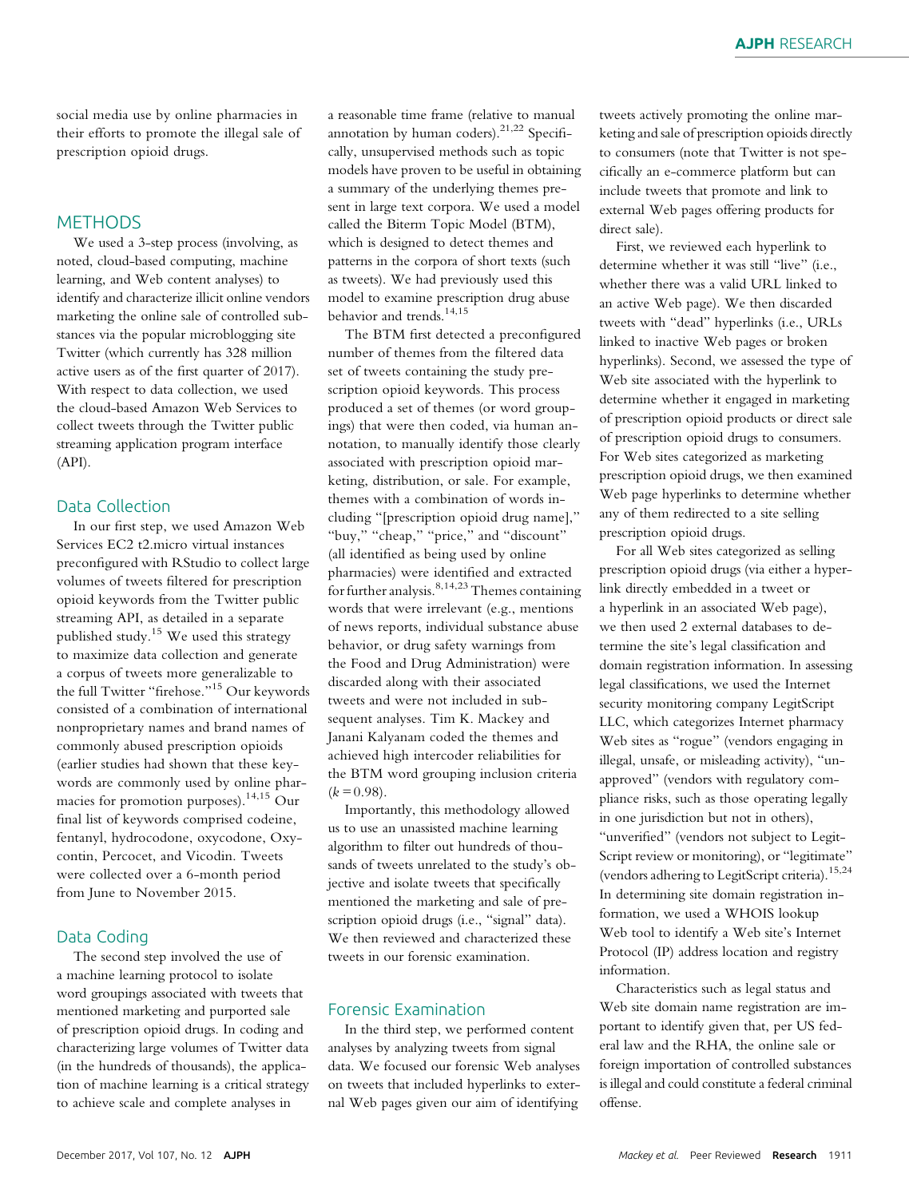social media use by online pharmacies in their efforts to promote the illegal sale of prescription opioid drugs.

## METHODS

We used a 3-step process (involving, as noted, cloud-based computing, machine learning, and Web content analyses) to identify and characterize illicit online vendors marketing the online sale of controlled substances via the popular microblogging site Twitter (which currently has 328 million active users as of the first quarter of 2017). With respect to data collection, we used the cloud-based Amazon Web Services to collect tweets through the Twitter public streaming application program interface (API).

### Data Collection

In our first step, we used Amazon Web Services EC2 t2.micro virtual instances preconfigured with RStudio to collect large volumes of tweets filtered for prescription opioid keywords from the Twitter public streaming API, as detailed in a separate published study.[15] We used this strategy to maximize data collection and generate a corpus of tweets more generalizable to the full Twitter "firehose."[15] Our keywords consisted of a combination of international nonproprietary names and brand names of commonly abused prescription opioids (earlier studies had shown that these keywords are commonly used by online pharmacies for promotion purposes).[14,15] Our final list of keywords comprised codeine, fentanyl, hydrocodone, oxycodone, Oxycontin, Percocet, and Vicodin. Tweets were collected over a 6-month period from June to November 2015.

### Data Coding

The second step involved the use of a machine learning protocol to isolate word groupings associated with tweets that mentioned marketing and purported sale of prescription opioid drugs. In coding and characterizing large volumes of Twitter data (in the hundreds of thousands), the application of machine learning is a critical strategy to achieve scale and complete analyses in a reasonable time frame (relative to manual annotation by human coders).[21,22] Specifically, unsupervised methods such as topic models have proven to be useful in obtaining a summary of the underlying themes present in large text corpora. We used a model called the Biterm Topic Model (BTM), which is designed to detect themes and patterns in the corpora of short texts (such as tweets). We had previously used this model to examine prescription drug abuse behavior and trends.[14,15]

The BTM first detected a preconfigured number of themes from the filtered data set of tweets containing the study prescription opioid keywords. This process produced a set of themes (or word groupings) that were then coded, via human annotation, to manually identify those clearly associated with prescription opioid marketing, distribution, or sale. For example, themes with a combination of words including "[prescription opioid drug name]," "buy," "cheap," "price," and "discount" (all identified as being used by online pharmacies) were identified and extracted for further analysis.[8,14,23] Themes containing words that were irrelevant (e.g., mentions of news reports, individual substance abuse behavior, or drug safety warnings from the Food and Drug Administration) were discarded along with their associated tweets and were not included in subsequent analyses. Tim K. Mackey and Janani Kalyanam coded the themes and achieved high intercoder reliabilities for the BTM word grouping inclusion criteria ($k = 0.98$).

Importantly, this methodology allowed us to use an unassisted machine learning algorithm to filter out hundreds of thousands of tweets unrelated to the study's objective and isolate tweets that specifically mentioned the marketing and sale of prescription opioid drugs (i.e., "signal" data). We then reviewed and characterized these tweets in our forensic examination.

### Forensic Examination

In the third step, we performed content analyses by analyzing tweets from signal data. We focused our forensic Web analyses on tweets that included hyperlinks to external Web pages given our aim of identifying tweets actively promoting the online marketing and sale of prescription opioids directly to consumers (note that Twitter is not specifically an e-commerce platform but can include tweets that promote and link to external Web pages offering products for direct sale).

First, we reviewed each hyperlink to determine whether it was still "live" (i.e., whether there was a valid URL linked to an active Web page). We then discarded tweets with "dead" hyperlinks (i.e., URLs linked to inactive Web pages or broken hyperlinks). Second, we assessed the type of Web site associated with the hyperlink to determine whether it engaged in marketing of prescription opioid products or direct sale of prescription opioid drugs to consumers. For Web sites categorized as marketing prescription opioid drugs, we then examined Web page hyperlinks to determine whether any of them redirected to a site selling prescription opioid drugs.

For all Web sites categorized as selling prescription opioid drugs (via either a hyperlink directly embedded in a tweet or a hyperlink in an associated Web page), we then used 2 external databases to determine the site's legal classification and domain registration information. In assessing legal classifications, we used the Internet security monitoring company LegitScript LLC, which categorizes Internet pharmacy Web sites as "rogue" (vendors engaging in illegal, unsafe, or misleading activity), "unapproved" (vendors with regulatory compliance risks, such as those operating legally in one jurisdiction but not in others), "unverified" (vendors not subject to LegitScript review or monitoring), or "legitimate" (vendors adhering to LegitScript criteria).[15,24] In determining site domain registration information, we used a WHOIS lookup Web tool to identify a Web site's Internet Protocol (IP) address location and registry information.

Characteristics such as legal status and Web site domain name registration are important to identify given that, per US federal law and the RHA, the online sale or foreign importation of controlled substances is illegal and could constitute a federal criminal offense.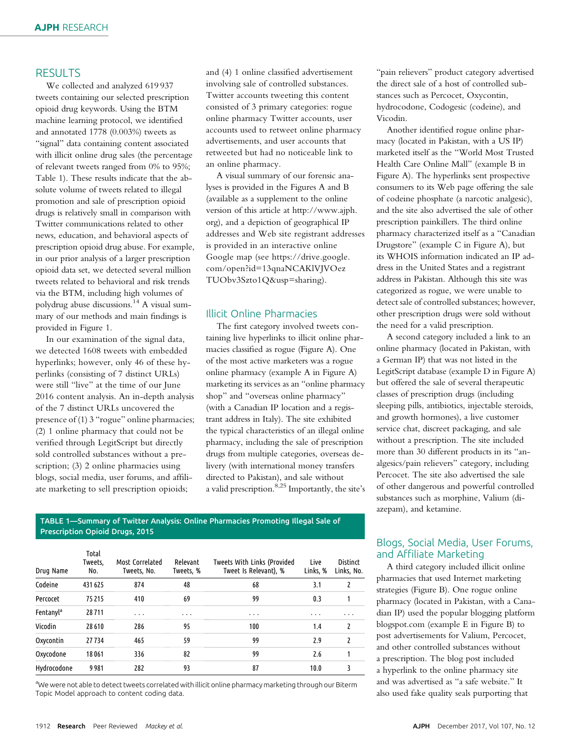## RESULTS

We collected and analyzed 619 937 tweets containing our selected prescription opioid drug keywords. Using the BTM machine learning protocol, we identified and annotated 1778 (0.003%) tweets as "signal" data containing content associated with illicit online drug sales (the percentage of relevant tweets ranged from 0% to 95%; Table 1). These results indicate that the absolute volume of tweets related to illegal promotion and sale of prescription opioid drugs is relatively small in comparison with Twitter communications related to other news, education, and behavioral aspects of prescription opioid drug abuse. For example, in our prior analysis of a larger prescription opioid data set, we detected several million tweets related to behavioral and risk trends via the BTM, including high volumes of polydrug abuse discussions.[14] A visual summary of our methods and main findings is provided in Figure 1.

In our examination of the signal data, we detected 1608 tweets with embedded hyperlinks; however, only 46 of these hyperlinks (consisting of 7 distinct URLs) were still "live" at the time of our June 2016 content analysis. An in-depth analysis of the 7 distinct URLs uncovered the presence of (1) 3 "rogue" online pharmacies; (2) 1 online pharmacy that could not be verified through LegitScript but directly sold controlled substances without a prescription; (3) 2 online pharmacies using blogs, social media, user forums, and affiliate marketing to sell prescription opioids; and (4) 1 online classified advertisement involving sale of controlled substances. Twitter accounts tweeting this content consisted of 3 primary categories: rogue online pharmacy Twitter accounts, user accounts used to retweet online pharmacy advertisements, and user accounts that retweeted but had no noticeable link to an online pharmacy.

A visual summary of our forensic analyses is provided in the Figures A and B (available as a supplement to the online version of this article at http://www.ajph.org), and a depiction of geographical IP addresses and Web site registrant addresses is provided in an interactive online Google map (see https://drive.google.com/open?id=13qnaNCAKlVJVOezTUObv3Szto1Q&usp=sharing).

### Illicit Online Pharmacies

The first category involved tweets containing live hyperlinks to illicit online pharmacies classified as rogue (Figure A). One of the most active marketers was a rogue online pharmacy (example A in Figure A) marketing its services as an "online pharmacy shop" and "overseas online pharmacy" (with a Canadian IP location and a registrant address in Italy). The site exhibited the typical characteristics of an illegal online pharmacy, including the sale of prescription drugs from multiple categories, overseas delivery (with international money transfers directed to Pakistan), and sale without a valid prescription.[8,25] Importantly, the site's "pain relievers" product category advertised the direct sale of a host of controlled substances such as Percocet, Oxycontin, hydrocodone, Codogesic (codeine), and Vicodin.

Another identified rogue online pharmacy (located in Pakistan, with a US IP) marketed itself as the "World Most Trusted Health Care Online Mall" (example B in Figure A). The hyperlinks sent prospective consumers to its Web page offering the sale of codeine phosphate (a narcotic analgesic), and the site also advertised the sale of other prescription painkillers. The third online pharmacy characterized itself as a "Canadian Drugstore" (example C in Figure A), but its WHOIS information indicated an IP address in the United States and a registrant address in Pakistan. Although this site was categorized as rogue, we were unable to detect sale of controlled substances; however, other prescription drugs were sold without the need for a valid prescription.

A second category included a link to an online pharmacy (located in Pakistan, with a German IP) that was not listed in the LegitScript database (example D in Figure A) but offered the sale of several therapeutic classes of prescription drugs (including sleeping pills, antibiotics, injectable steroids, and growth hormones), a live customer service chat, discreet packaging, and sale without a prescription. The site included more than 30 different products in its "analgesics/pain relievers" category, including Percocet. The site also advertised the sale of other dangerous and powerful controlled substances such as morphine, Valium (diazepam), and ketamine.

**TABLE 1—Summary of Twitter Analysis: Online Pharmacies Promoting Illegal Sale of Prescription Opioid Drugs, 2015**

| Drug Name | Total Tweets, No. | Most Correlated Tweets, No. | Relevant Tweets, % | Tweets With Links (Provided Tweet Is Relevant), % | Live Links, % | Distinct Links, No. |
|---|---|---|---|---|---|---|
| Codeine | 431 625 | 874 | 48 | 68 | 3.1 | 2 |
| Percocet | 75 215 | 410 | 69 | 99 | 0.3 | 1 |
| Fentanyl[a] | 28 711 | . . . | . . . | . . . | . . . | . . . |
| Vicodin | 28 610 | 286 | 95 | 100 | 1.4 | 2 |
| Oxycontin | 27 734 | 465 | 59 | 99 | 2.9 | 2 |
| Oxycodone | 18 061 | 336 | 82 | 99 | 2.6 | 1 |
| Hydrocodone | 9 981 | 282 | 93 | 87 | 10.0 | 3 |

[a]We were not able to detect tweets correlated with illicit online pharmacy marketing through our Biterm Topic Model approach to content coding data.

### Blogs, Social Media, User Forums, and Affiliate Marketing

A third category included illicit online pharmacies that used Internet marketing strategies (Figure B). One rogue online pharmacy (located in Pakistan, with a Canadian IP) used the popular blogging platform blogspot.com (example E in Figure B) to post advertisements for Valium, Percocet, and other controlled substances without a prescription. The blog post included a hyperlink to the online pharmacy site and was advertised as "a safe website." It also used fake quality seals purporting that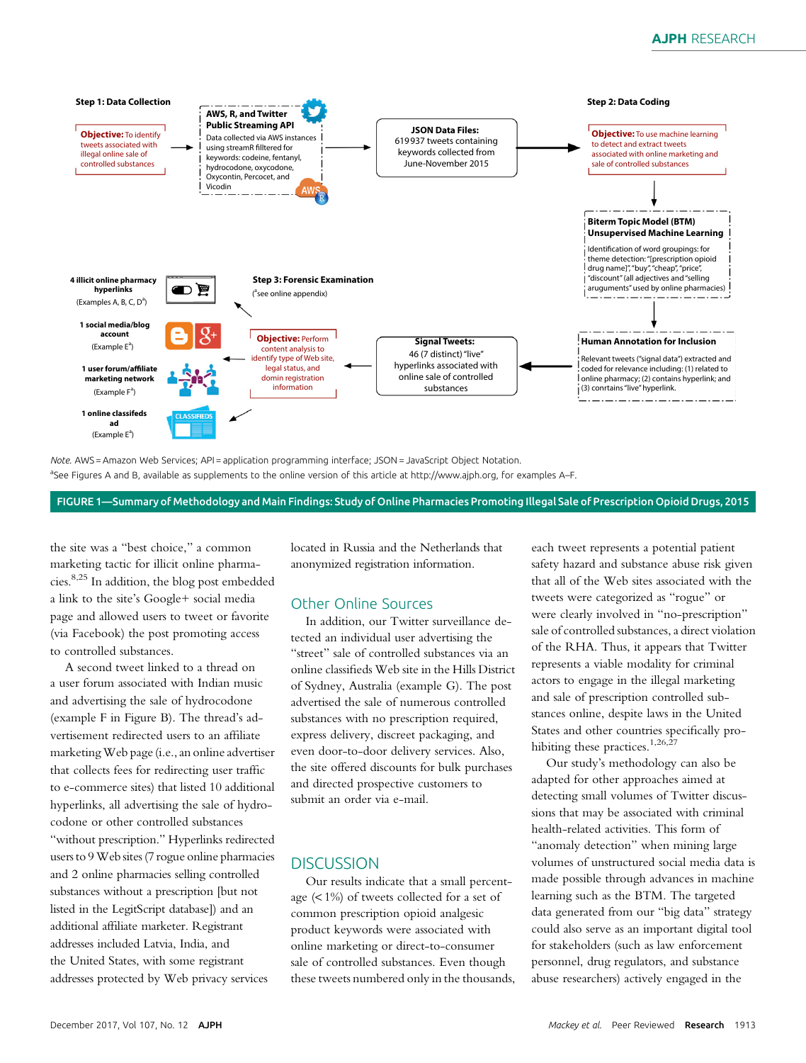Step 1: Data Collection

**Objective:** To identify tweets associated with illegal online sale of controlled substances

**AWS, R, and Twitter Public Streaming API**
Data collected via AWS instances using streamR filltered for keywords: codeine, fentanyl, hydrocodone, oxycodone, Oxycontin, Percocet, and Vicodin

**JSON Data Files:**
619937 tweets containing keywords collected from June-November 2015

Step 2: Data Coding

**Objective:** To use machine learning to detect and extract tweets associated with online marketing and sale of controlled substances

**Biterm Topic Model (BTM) Unsupervised Machine Learning**
Identification of word groupings: for theme detection: "[prescription opioid drug name]", "buy", "cheap", "price", "discount" (all adjectives and "selling aruguments" used by online pharmacies)

**Human Annotation for Inclusion**
Relevant tweets ("signal data") extracted and coded for relevance including: (1) related to online pharmacy; (2) contains hyperlink; and (3) conrtains "live" hyperlink.

**Signal Tweets:**
46 (7 distinct) "live" hyperlinks associated with online sale of controlled substances

Step 3: Forensic Examination
([a]see online appendix)

**Objective:** Perform content analysis to identify type of Web site, legal status, and domin registration information

4 illicit online pharmacy hyperlinks
(Examples A, B, C, D[a])

1 social media/blog account
(Example E[a])

1 user forum/affiliate marketing network
(Example F[a])

1 online classifieds ad
(Example E[a])

*Note.* AWS = Amazon Web Services; API = application programming interface; JSON = JavaScript Object Notation.
[a]See Figures A and B, available as supplements to the online version of this article at http://www.ajph.org, for examples A–F.

**FIGURE 1—Summary of Methodology and Main Findings: Study of Online Pharmacies Promoting Illegal Sale of Prescription Opioid Drugs, 2015**

the site was a "best choice," a common marketing tactic for illicit online pharmacies.[8,25] In addition, the blog post embedded a link to the site's Google+ social media page and allowed users to tweet or favorite (via Facebook) the post promoting access to controlled substances.

A second tweet linked to a thread on a user forum associated with Indian music and advertising the sale of hydrocodone (example F in Figure B). The thread's advertisement redirected users to an affiliate marketing Web page (i.e., an online advertiser that collects fees for redirecting user traffic to e-commerce sites) that listed 10 additional hyperlinks, all advertising the sale of hydrocodone or other controlled substances "without prescription." Hyperlinks redirected users to 9 Web sites (7 rogue online pharmacies and 2 online pharmacies selling controlled substances without a prescription [but not listed in the LegitScript database]) and an additional affiliate marketer. Registrant addresses included Latvia, India, and the United States, with some registrant addresses protected by Web privacy services located in Russia and the Netherlands that anonymized registration information.

## Other Online Sources

In addition, our Twitter surveillance detected an individual user advertising the "street" sale of controlled substances via an online classifieds Web site in the Hills District of Sydney, Australia (example G). The post advertised the sale of numerous controlled substances with no prescription required, express delivery, discreet packaging, and even door-to-door delivery services. Also, the site offered discounts for bulk purchases and directed prospective customers to submit an order via e-mail.

## DISCUSSION

Our results indicate that a small percentage (< 1%) of tweets collected for a set of common prescription opioid analgesic product keywords were associated with online marketing or direct-to-consumer sale of controlled substances. Even though these tweets numbered only in the thousands, each tweet represents a potential patient safety hazard and substance abuse risk given that all of the Web sites associated with the tweets were categorized as "rogue" or were clearly involved in "no-prescription" sale of controlled substances, a direct violation of the RHA. Thus, it appears that Twitter represents a viable modality for criminal actors to engage in the illegal marketing and sale of prescription controlled substances online, despite laws in the United States and other countries specifically prohibiting these practices.[1,26,27]

Our study's methodology can also be adapted for other approaches aimed at detecting small volumes of Twitter discussions that may be associated with criminal health-related activities. This form of "anomaly detection" when mining large volumes of unstructured social media data is made possible through advances in machine learning such as the BTM. The targeted data generated from our "big data" strategy could also serve as an important digital tool for stakeholders (such as law enforcement personnel, drug regulators, and substance abuse researchers) actively engaged in the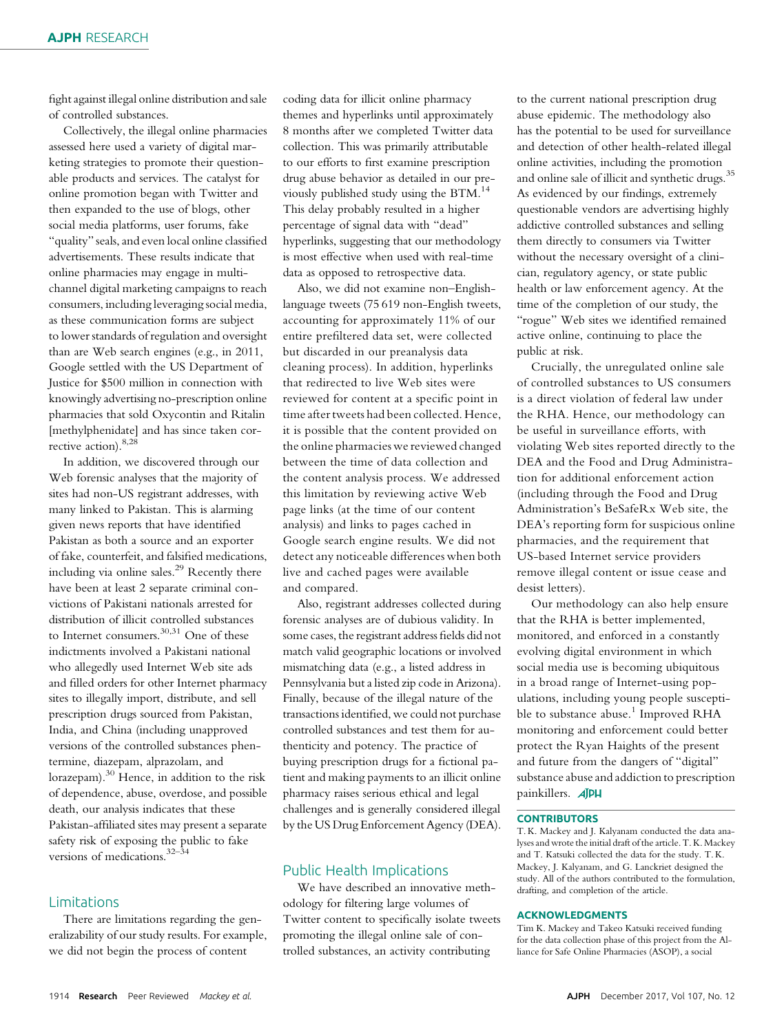fight against illegal online distribution and sale of controlled substances.

Collectively, the illegal online pharmacies assessed here used a variety of digital marketing strategies to promote their questionable products and services. The catalyst for online promotion began with Twitter and then expanded to the use of blogs, other social media platforms, user forums, fake "quality" seals, and even local online classified advertisements. These results indicate that online pharmacies may engage in multichannel digital marketing campaigns to reach consumers, including leveraging social media, as these communication forms are subject to lower standards of regulation and oversight than are Web search engines (e.g., in 2011, Google settled with the US Department of Justice for $500 million in connection with knowingly advertising no-prescription online pharmacies that sold Oxycontin and Ritalin [methylphenidate] and has since taken corrective action).[8,28]

In addition, we discovered through our Web forensic analyses that the majority of sites had non-US registrant addresses, with many linked to Pakistan. This is alarming given news reports that have identified Pakistan as both a source and an exporter of fake, counterfeit, and falsified medications, including via online sales.[29] Recently there have been at least 2 separate criminal convictions of Pakistani nationals arrested for distribution of illicit controlled substances to Internet consumers.[30,31] One of these indictments involved a Pakistani national who allegedly used Internet Web site ads and filled orders for other Internet pharmacy sites to illegally import, distribute, and sell prescription drugs sourced from Pakistan, India, and China (including unapproved versions of the controlled substances phentermine, diazepam, alprazolam, and lorazepam).[30] Hence, in addition to the risk of dependence, abuse, overdose, and possible death, our analysis indicates that these Pakistan-affiliated sites may present a separate safety risk of exposing the public to fake versions of medications.[32–34]

## Limitations

There are limitations regarding the generalizability of our study results. For example, we did not begin the process of content coding data for illicit online pharmacy themes and hyperlinks until approximately 8 months after we completed Twitter data collection. This was primarily attributable to our efforts to first examine prescription drug abuse behavior as detailed in our previously published study using the BTM.[14] This delay probably resulted in a higher percentage of signal data with "dead" hyperlinks, suggesting that our methodology is most effective when used with real-time data as opposed to retrospective data.

Also, we did not examine non–English-language tweets (75 619 non-English tweets, accounting for approximately 11% of our entire prefiltered data set, were collected but discarded in our preanalysis data cleaning process). In addition, hyperlinks that redirected to live Web sites were reviewed for content at a specific point in time after tweets had been collected. Hence, it is possible that the content provided on the online pharmacies we reviewed changed between the time of data collection and the content analysis process. We addressed this limitation by reviewing active Web page links (at the time of our content analysis) and links to pages cached in Google search engine results. We did not detect any noticeable differences when both live and cached pages were available and compared.

Also, registrant addresses collected during forensic analyses are of dubious validity. In some cases, the registrant address fields did not match valid geographic locations or involved mismatching data (e.g., a listed address in Pennsylvania but a listed zip code in Arizona). Finally, because of the illegal nature of the transactions identified, we could not purchase controlled substances and test them for authenticity and potency. The practice of buying prescription drugs for a fictional patient and making payments to an illicit online pharmacy raises serious ethical and legal challenges and is generally considered illegal by the US Drug Enforcement Agency (DEA).

## Public Health Implications

We have described an innovative methodology for filtering large volumes of Twitter content to specifically isolate tweets promoting the illegal online sale of controlled substances, an activity contributing to the current national prescription drug abuse epidemic. The methodology also has the potential to be used for surveillance and detection of other health-related illegal online activities, including the promotion and online sale of illicit and synthetic drugs.[35] As evidenced by our findings, extremely questionable vendors are advertising highly addictive controlled substances and selling them directly to consumers via Twitter without the necessary oversight of a clinician, regulatory agency, or state public health or law enforcement agency. At the time of the completion of our study, the "rogue" Web sites we identified remained active online, continuing to place the public at risk.

Crucially, the unregulated online sale of controlled substances to US consumers is a direct violation of federal law under the RHA. Hence, our methodology can be useful in surveillance efforts, with violating Web sites reported directly to the DEA and the Food and Drug Administration for additional enforcement action (including through the Food and Drug Administration's BeSafeRx Web site, the DEA's reporting form for suspicious online pharmacies, and the requirement that US-based Internet service providers remove illegal content or issue cease and desist letters).

Our methodology can also help ensure that the RHA is better implemented, monitored, and enforced in a constantly evolving digital environment in which social media use is becoming ubiquitous in a broad range of Internet-using populations, including young people susceptible to substance abuse.[1] Improved RHA monitoring and enforcement could better protect the Ryan Haights of the present and future from the dangers of "digital" substance abuse and addiction to prescription painkillers.

### CONTRIBUTORS

T. K. Mackey and J. Kalyanam conducted the data analyses and wrote the initial draft of the article. T. K. Mackey and T. Katsuki collected the data for the study. T. K. Mackey, J. Kalyanam, and G. Lanckriet designed the study. All of the authors contributed to the formulation, drafting, and completion of the article.

### ACKNOWLEDGMENTS

Tim K. Mackey and Takeo Katsuki received funding for the data collection phase of this project from the Alliance for Safe Online Pharmacies (ASOP), a social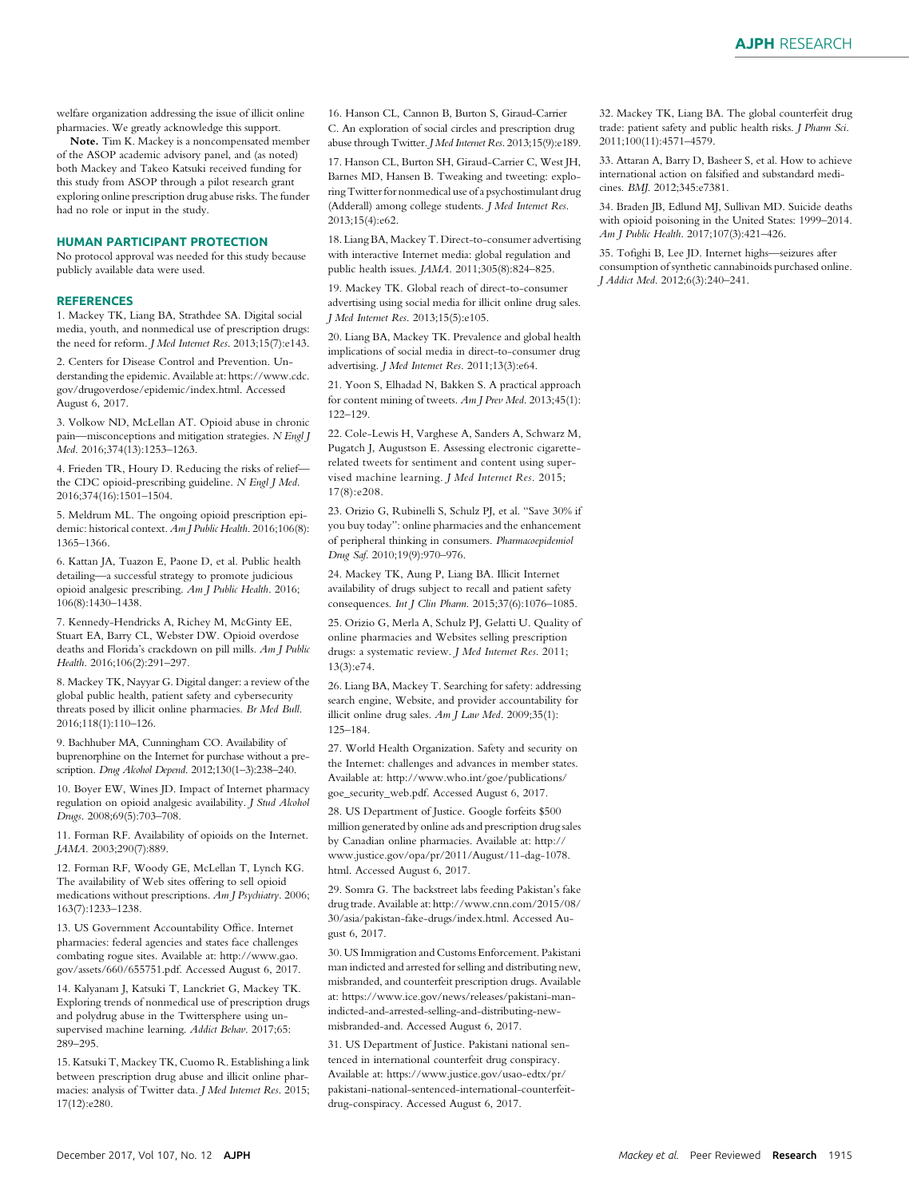welfare organization addressing the issue of illicit online pharmacies. We greatly acknowledge this support.

**Note.** Tim K. Mackey is a noncompensated member of the ASOP academic advisory panel, and (as noted) both Mackey and Takeo Katsuki received funding for this study from ASOP through a pilot research grant exploring online prescription drug abuse risks. The funder had no role or input in the study.

### HUMAN PARTICIPANT PROTECTION

No protocol approval was needed for this study because publicly available data were used.

### REFERENCES

1. Mackey TK, Liang BA, Strathdee SA. Digital social media, youth, and nonmedical use of prescription drugs: the need for reform. *J Med Internet Res*. 2013;15(7):e143.

2. Centers for Disease Control and Prevention. Understanding the epidemic. Available at: https://www.cdc.gov/drugoverdose/epidemic/index.html. Accessed August 6, 2017.

3. Volkow ND, McLellan AT. Opioid abuse in chronic pain—misconceptions and mitigation strategies. *N Engl J Med*. 2016;374(13):1253–1263.

4. Frieden TR, Houry D. Reducing the risks of relief—the CDC opioid-prescribing guideline. *N Engl J Med*. 2016;374(16):1501–1504.

5. Meldrum ML. The ongoing opioid prescription epidemic: historical context. *Am J Public Health*. 2016;106(8):1365–1366.

6. Kattan JA, Tuazon E, Paone D, et al. Public health detailing—a successful strategy to promote judicious opioid analgesic prescribing. *Am J Public Health*. 2016;106(8):1430–1438.

7. Kennedy-Hendricks A, Richey M, McGinty EE, Stuart EA, Barry CL, Webster DW. Opioid overdose deaths and Florida's crackdown on pill mills. *Am J Public Health*. 2016;106(2):291–297.

8. Mackey TK, Nayyar G. Digital danger: a review of the global public health, patient safety and cybersecurity threats posed by illicit online pharmacies. *Br Med Bull*. 2016;118(1):110–126.

9. Bachhuber MA, Cunningham CO. Availability of buprenorphine on the Internet for purchase without a prescription. *Drug Alcohol Depend*. 2012;130(1–3):238–240.

10. Boyer EW, Wines JD. Impact of Internet pharmacy regulation on opioid analgesic availability. *J Stud Alcohol Drugs*. 2008;69(5):703–708.

11. Forman RF. Availability of opioids on the Internet. *JAMA*. 2003;290(7):889.

12. Forman RF, Woody GE, McLellan T, Lynch KG. The availability of Web sites offering to sell opioid medications without prescriptions. *Am J Psychiatry*. 2006;163(7):1233–1238.

13. US Government Accountability Office. Internet pharmacies: federal agencies and states face challenges combating rogue sites. Available at: http://www.gao.gov/assets/660/655751.pdf. Accessed August 6, 2017.

14. Kalyanam J, Katsuki T, Lanckriet G, Mackey TK. Exploring trends of nonmedical use of prescription drugs and polydrug abuse in the Twittersphere using unsupervised machine learning. *Addict Behav*. 2017;65:289–295.

15. Katsuki T, Mackey TK, Cuomo R. Establishing a link between prescription drug abuse and illicit online pharmacies: analysis of Twitter data. *J Med Internet Res*. 2015;17(12):e280.

16. Hanson CL, Cannon B, Burton S, Giraud-Carrier C. An exploration of social circles and prescription drug abuse through Twitter. *J Med Internet Res*. 2013;15(9):e189.

17. Hanson CL, Burton SH, Giraud-Carrier C, West JH, Barnes MD, Hansen B. Tweaking and tweeting: exploring Twitter for nonmedical use of a psychostimulant drug (Adderall) among college students. *J Med Internet Res*. 2013;15(4):e62.

18. Liang BA, Mackey T. Direct-to-consumer advertising with interactive Internet media: global regulation and public health issues. *JAMA*. 2011;305(8):824–825.

19. Mackey TK. Global reach of direct-to-consumer advertising using social media for illicit online drug sales. *J Med Internet Res*. 2013;15(5):e105.

20. Liang BA, Mackey TK. Prevalence and global health implications of social media in direct-to-consumer drug advertising. *J Med Internet Res*. 2011;13(3):e64.

21. Yoon S, Elhadad N, Bakken S. A practical approach for content mining of tweets. *Am J Prev Med*. 2013;45(1):122–129.

22. Cole-Lewis H, Varghese A, Sanders A, Schwarz M, Pugatch J, Augustson E. Assessing electronic cigarette-related tweets for sentiment and content using supervised machine learning. *J Med Internet Res*. 2015;17(8):e208.

23. Orizio G, Rubinelli S, Schulz PJ, et al. "Save 30% if you buy today": online pharmacies and the enhancement of peripheral thinking in consumers. *Pharmacoepidemiol Drug Saf*. 2010;19(9):970–976.

24. Mackey TK, Aung P, Liang BA. Illicit Internet availability of drugs subject to recall and patient safety consequences. *Int J Clin Pharm*. 2015;37(6):1076–1085.

25. Orizio G, Merla A, Schulz PJ, Gelatti U. Quality of online pharmacies and Websites selling prescription drugs: a systematic review. *J Med Internet Res*. 2011;13(3):e74.

26. Liang BA, Mackey T. Searching for safety: addressing search engine, Website, and provider accountability for illicit online drug sales. *Am J Law Med*. 2009;35(1):125–184.

27. World Health Organization. Safety and security on the Internet: challenges and advances in member states. Available at: http://www.who.int/goe/publications/goe_security_web.pdf. Accessed August 6, 2017.

28. US Department of Justice. Google forfeits $500 million generated by online ads and prescription drug sales by Canadian online pharmacies. Available at: http://www.justice.gov/opa/pr/2011/August/11-dag-1078.html. Accessed August 6, 2017.

29. Somra G. The backstreet labs feeding Pakistan's fake drug trade. Available at: http://www.cnn.com/2015/08/30/asia/pakistan-fake-drugs/index.html. Accessed August 6, 2017.

30. US Immigration and Customs Enforcement. Pakistani man indicted and arrested for selling and distributing new, misbranded, and counterfeit prescription drugs. Available at: https://www.ice.gov/news/releases/pakistani-man-indicted-and-arrested-selling-and-distributing-new-misbranded-and. Accessed August 6, 2017.

31. US Department of Justice. Pakistani national sentenced in international counterfeit drug conspiracy. Available at: https://www.justice.gov/usao-edtx/pr/pakistani-national-sentenced-international-counterfeit-drug-conspiracy. Accessed August 6, 2017.

32. Mackey TK, Liang BA. The global counterfeit drug trade: patient safety and public health risks. *J Pharm Sci*. 2011;100(11):4571–4579.

33. Attaran A, Barry D, Basheer S, et al. How to achieve international action on falsified and substandard medicines. *BMJ*. 2012;345:e7381.

34. Braden JB, Edlund MJ, Sullivan MD. Suicide deaths with opioid poisoning in the United States: 1999–2014. *Am J Public Health*. 2017;107(3):421–426.

35. Tofighi B, Lee JD. Internet highs—seizures after consumption of synthetic cannabinoids purchased online. *J Addict Med*. 2012;6(3):240–241.